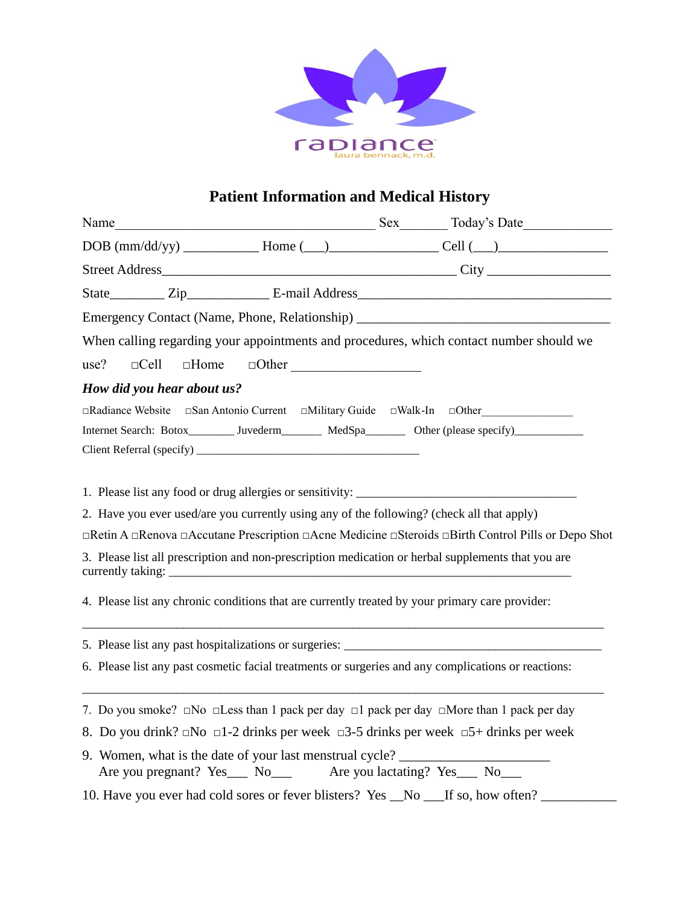radiance
laura bennack, m.d.

# Patient Information and Medical History

Name_______________________________________ Sex_______ Today's Date_____________

DOB (mm/dd/yy) ___________ Home (___)_______________ Cell (___)________________

Street Address____________________________________________ City __________________

State________ Zip____________ E-mail Address_____________________________________

Emergency Contact (Name, Phone, Relationship) _____________________________________

When calling regarding your appointments and procedures, which contact number should we use? □Cell □Home □Other ___________________

***How did you hear about us?***

□Radiance Website □San Antonio Current □Military Guide □Walk-In □Other_______________

Internet Search: Botox________ Juvederm_______ MedSpa_______ Other (please specify)____________

Client Referral (specify) ______________________________________

1. Please list any food or drug allergies or sensitivity: ___________________________________
2. Have you ever used/are you currently using any of the following? (check all that apply)

□Retin A □Renova □Accutane Prescription □Acne Medicine □Steroids □Birth Control Pills or Depo Shot

3. Please list all prescription and non-prescription medication or herbal supplements that you are currently taking: _____________________________________________________________________
4. Please list any chronic conditions that are currently treated by your primary care provider:

_______________________________________________________________________________

5. Please list any past hospitalizations or surgeries: _________________________________________
6. Please list any past cosmetic facial treatments or surgeries and any complications or reactions:

_______________________________________________________________________________

7. Do you smoke? □No □Less than 1 pack per day □1 pack per day □More than 1 pack per day
8. Do you drink? □No □1-2 drinks per week □3-5 drinks per week □5+ drinks per week
9. Women, what is the date of your last menstrual cycle? ______________________
   Are you pregnant? Yes___ No___ Are you lactating? Yes___ No___
10. Have you ever had cold sores or fever blisters? Yes __No ___If so, how often? ___________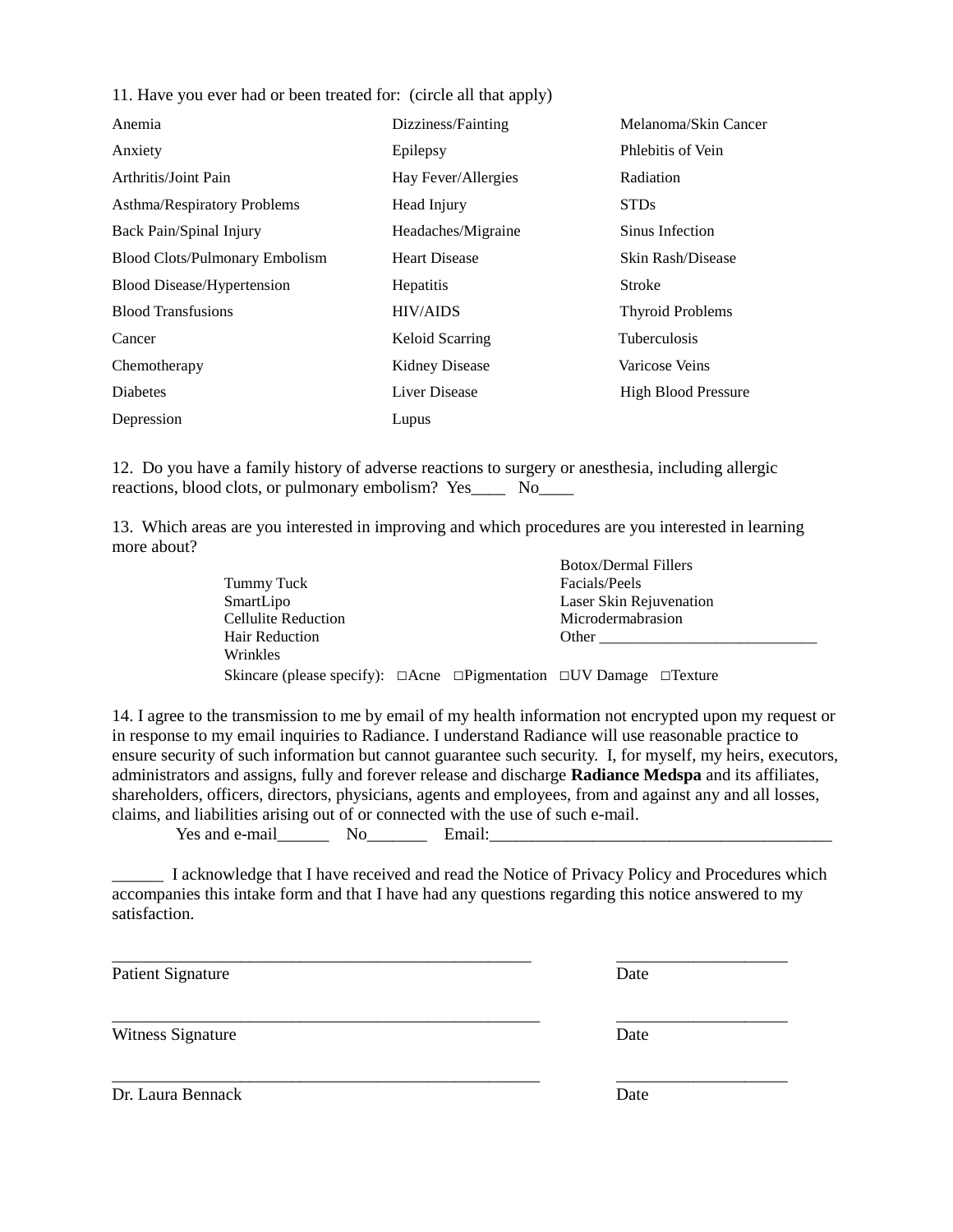11. Have you ever had or been treated for: (circle all that apply)

| | | |
|---|---|---|
| Anemia | Dizziness/Fainting | Melanoma/Skin Cancer |
| Anxiety | Epilepsy | Phlebitis of Vein |
| Arthritis/Joint Pain | Hay Fever/Allergies | Radiation |
| Asthma/Respiratory Problems | Head Injury | STDs |
| Back Pain/Spinal Injury | Headaches/Migraine | Sinus Infection |
| Blood Clots/Pulmonary Embolism | Heart Disease | Skin Rash/Disease |
| Blood Disease/Hypertension | Hepatitis | Stroke |
| Blood Transfusions | HIV/AIDS | Thyroid Problems |
| Cancer | Keloid Scarring | Tuberculosis |
| Chemotherapy | Kidney Disease | Varicose Veins |
| Diabetes | Liver Disease | High Blood Pressure |
| Depression | Lupus | |

12. Do you have a family history of adverse reactions to surgery or anesthesia, including allergic reactions, blood clots, or pulmonary embolism? Yes____ No____

13. Which areas are you interested in improving and which procedures are you interested in learning more about?

| | |
|---|---|
| | Botox/Dermal Fillers |
| Tummy Tuck | Facials/Peels |
| SmartLipo | Laser Skin Rejuvenation |
| Cellulite Reduction | Microdermabrasion |
| Hair Reduction | Other ____________________________ |
| Wrinkles | |

Skincare (please specify): ☐Acne ☐Pigmentation ☐UV Damage ☐Texture

14. I agree to the transmission to me by email of my health information not encrypted upon my request or in response to my email inquiries to Radiance. I understand Radiance will use reasonable practice to ensure security of such information but cannot guarantee such security. I, for myself, my heirs, executors, administrators and assigns, fully and forever release and discharge **Radiance Medspa** and its affiliates, shareholders, officers, directors, physicians, agents and employees, from and against any and all losses, claims, and liabilities arising out of or connected with the use of such e-mail.

Yes and e-mail______ No_______ Email:_________________________________________

______ I acknowledge that I have received and read the Notice of Privacy Policy and Procedures which accompanies this intake form and that I have had any questions regarding this notice answered to my satisfaction.

___________________________________________________ ____________________
Patient Signature Date

____________________________________________________ ____________________
Witness Signature Date

____________________________________________________ ____________________
Dr. Laura Bennack Date